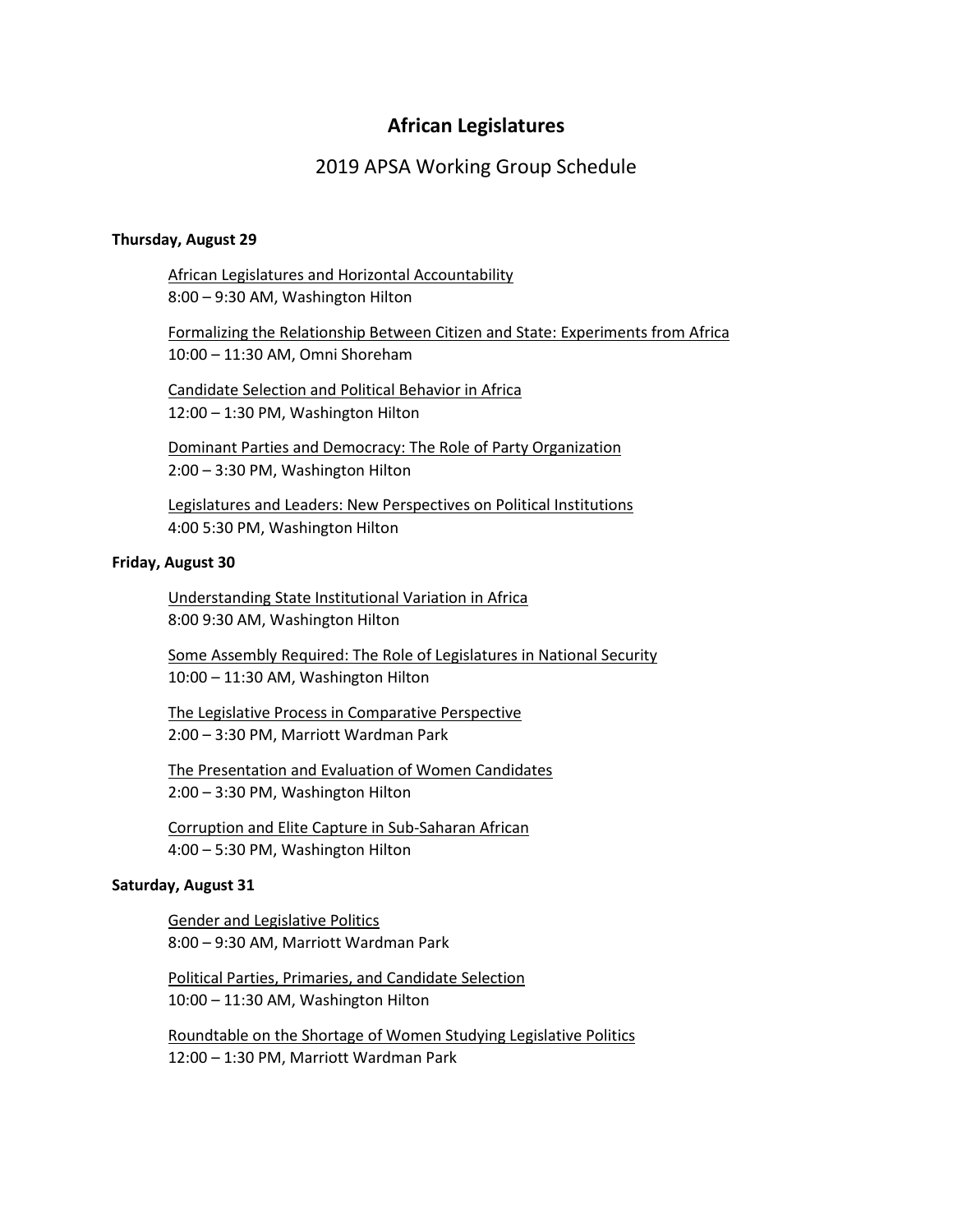# African Legislatures

## 2019 APSA Working Group Schedule

**Thursday, August 29**

African Legislatures and Horizontal Accountability
8:00 – 9:30 AM, Washington Hilton

Formalizing the Relationship Between Citizen and State: Experiments from Africa
10:00 – 11:30 AM, Omni Shoreham

Candidate Selection and Political Behavior in Africa
12:00 – 1:30 PM, Washington Hilton

Dominant Parties and Democracy: The Role of Party Organization
2:00 – 3:30 PM, Washington Hilton

Legislatures and Leaders: New Perspectives on Political Institutions
4:00 5:30 PM, Washington Hilton

**Friday, August 30**

Understanding State Institutional Variation in Africa
8:00 9:30 AM, Washington Hilton

Some Assembly Required: The Role of Legislatures in National Security
10:00 – 11:30 AM, Washington Hilton

The Legislative Process in Comparative Perspective
2:00 – 3:30 PM, Marriott Wardman Park

The Presentation and Evaluation of Women Candidates
2:00 – 3:30 PM, Washington Hilton

Corruption and Elite Capture in Sub-Saharan African
4:00 – 5:30 PM, Washington Hilton

**Saturday, August 31**

Gender and Legislative Politics
8:00 – 9:30 AM, Marriott Wardman Park

Political Parties, Primaries, and Candidate Selection
10:00 – 11:30 AM, Washington Hilton

Roundtable on the Shortage of Women Studying Legislative Politics
12:00 – 1:30 PM, Marriott Wardman Park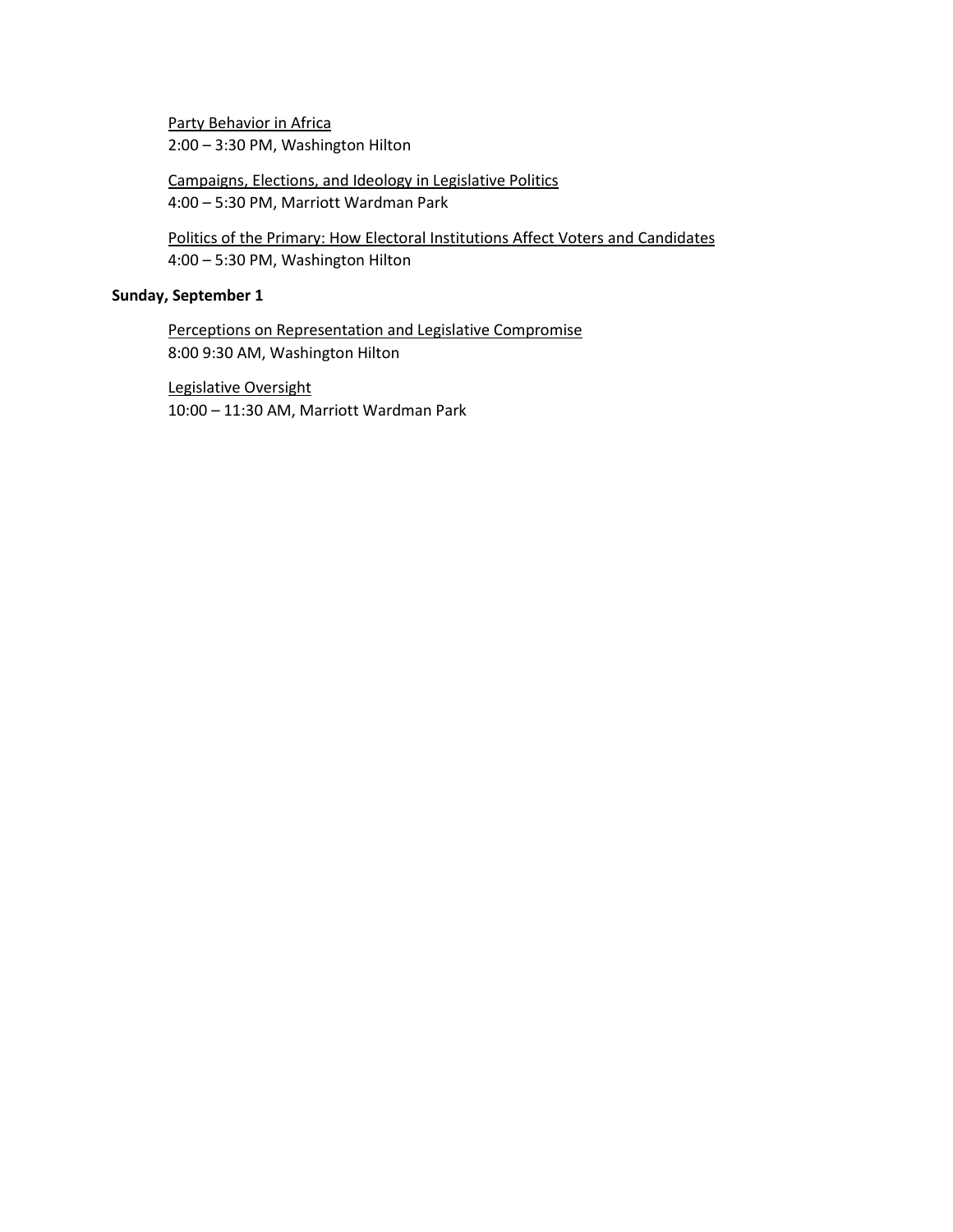<u>Party Behavior in Africa</u>
2:00 – 3:30 PM, Washington Hilton

<u>Campaigns, Elections, and Ideology in Legislative Politics</u>
4:00 – 5:30 PM, Marriott Wardman Park

<u>Politics of the Primary: How Electoral Institutions Affect Voters and Candidates</u>
4:00 – 5:30 PM, Washington Hilton

**Sunday, September 1**

<u>Perceptions on Representation and Legislative Compromise</u>
8:00 9:30 AM, Washington Hilton

<u>Legislative Oversight</u>
10:00 – 11:30 AM, Marriott Wardman Park